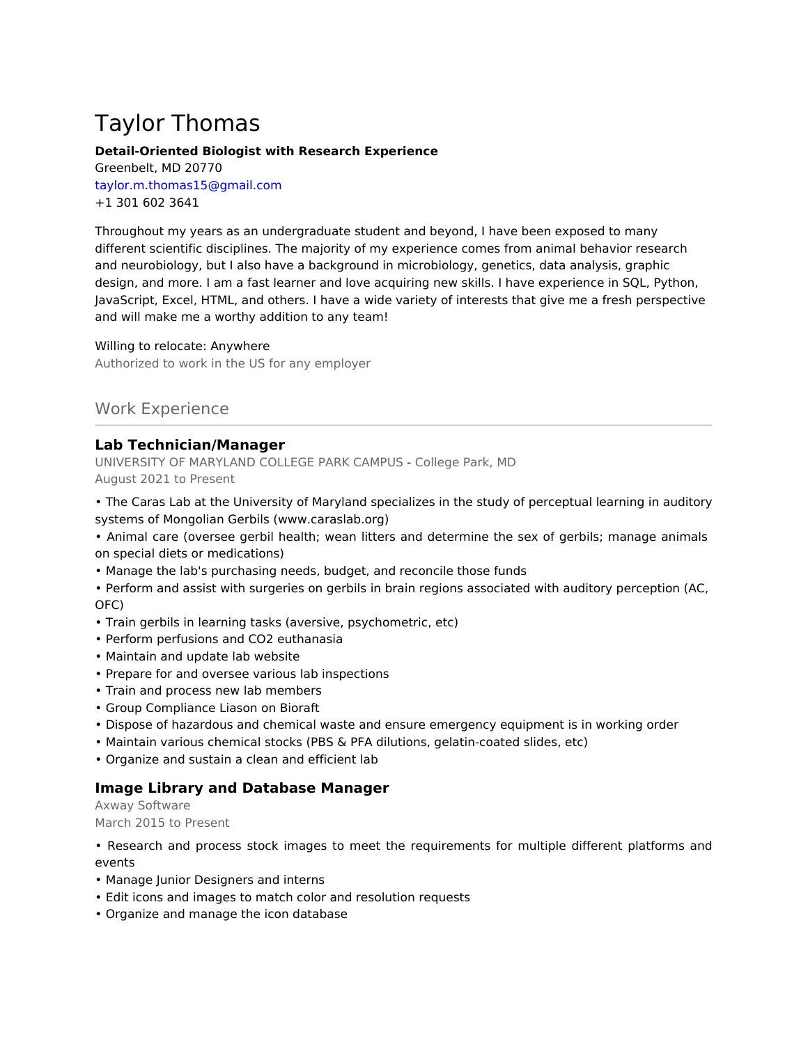# Taylor Thomas

**Detail-Oriented Biologist with Research Experience**
Greenbelt, MD 20770
taylor.m.thomas15@gmail.com
+1 301 602 3641

Throughout my years as an undergraduate student and beyond, I have been exposed to many different scientific disciplines. The majority of my experience comes from animal behavior research and neurobiology, but I also have a background in microbiology, genetics, data analysis, graphic design, and more. I am a fast learner and love acquiring new skills. I have experience in SQL, Python, JavaScript, Excel, HTML, and others. I have a wide variety of interests that give me a fresh perspective and will make me a worthy addition to any team!

Willing to relocate: Anywhere
Authorized to work in the US for any employer

## Work Experience

### Lab Technician/Manager

UNIVERSITY OF MARYLAND COLLEGE PARK CAMPUS - College Park, MD
August 2021 to Present

- The Caras Lab at the University of Maryland specializes in the study of perceptual learning in auditory systems of Mongolian Gerbils (www.caraslab.org)
- Animal care (oversee gerbil health; wean litters and determine the sex of gerbils; manage animals on special diets or medications)
- Manage the lab's purchasing needs, budget, and reconcile those funds
- Perform and assist with surgeries on gerbils in brain regions associated with auditory perception (AC, OFC)
- Train gerbils in learning tasks (aversive, psychometric, etc)
- Perform perfusions and $CO_2$ euthanasia
- Maintain and update lab website
- Prepare for and oversee various lab inspections
- Train and process new lab members
- Group Compliance Liason on Bioraft
- Dispose of hazardous and chemical waste and ensure emergency equipment is in working order
- Maintain various chemical stocks (PBS & PFA dilutions, gelatin-coated slides, etc)
- Organize and sustain a clean and efficient lab

### Image Library and Database Manager

Axway Software
March 2015 to Present

- Research and process stock images to meet the requirements for multiple different platforms and events
- Manage Junior Designers and interns
- Edit icons and images to match color and resolution requests
- Organize and manage the icon database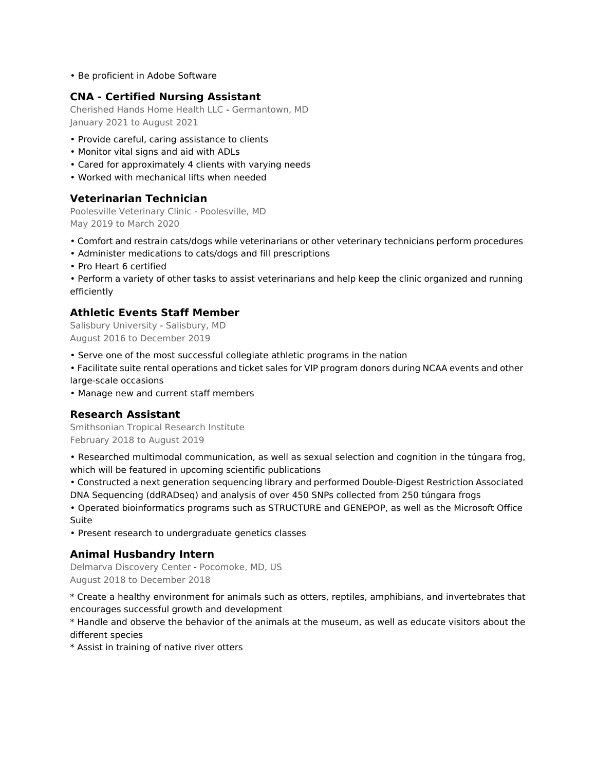• Be proficient in Adobe Software

### CNA - Certified Nursing Assistant

Cherished Hands Home Health LLC - Germantown, MD
January 2021 to August 2021

• Provide careful, caring assistance to clients
• Monitor vital signs and aid with ADLs
• Cared for approximately 4 clients with varying needs
• Worked with mechanical lifts when needed

### Veterinarian Technician

Poolesville Veterinary Clinic - Poolesville, MD
May 2019 to March 2020

• Comfort and restrain cats/dogs while veterinarians or other veterinary technicians perform procedures
• Administer medications to cats/dogs and fill prescriptions
• Pro Heart 6 certified
• Perform a variety of other tasks to assist veterinarians and help keep the clinic organized and running efficiently

### Athletic Events Staff Member

Salisbury University - Salisbury, MD
August 2016 to December 2019

• Serve one of the most successful collegiate athletic programs in the nation
• Facilitate suite rental operations and ticket sales for VIP program donors during NCAA events and other large-scale occasions
• Manage new and current staff members

### Research Assistant

Smithsonian Tropical Research Institute
February 2018 to August 2019

• Researched multimodal communication, as well as sexual selection and cognition in the túngara frog, which will be featured in upcoming scientific publications
• Constructed a next generation sequencing library and performed Double-Digest Restriction Associated DNA Sequencing (ddRADseq) and analysis of over 450 SNPs collected from 250 túngara frogs
• Operated bioinformatics programs such as STRUCTURE and GENEPOP, as well as the Microsoft Office Suite
• Present research to undergraduate genetics classes

### Animal Husbandry Intern

Delmarva Discovery Center - Pocomoke, MD, US
August 2018 to December 2018

* Create a healthy environment for animals such as otters, reptiles, amphibians, and invertebrates that encourages successful growth and development
* Handle and observe the behavior of the animals at the museum, as well as educate visitors about the different species
* Assist in training of native river otters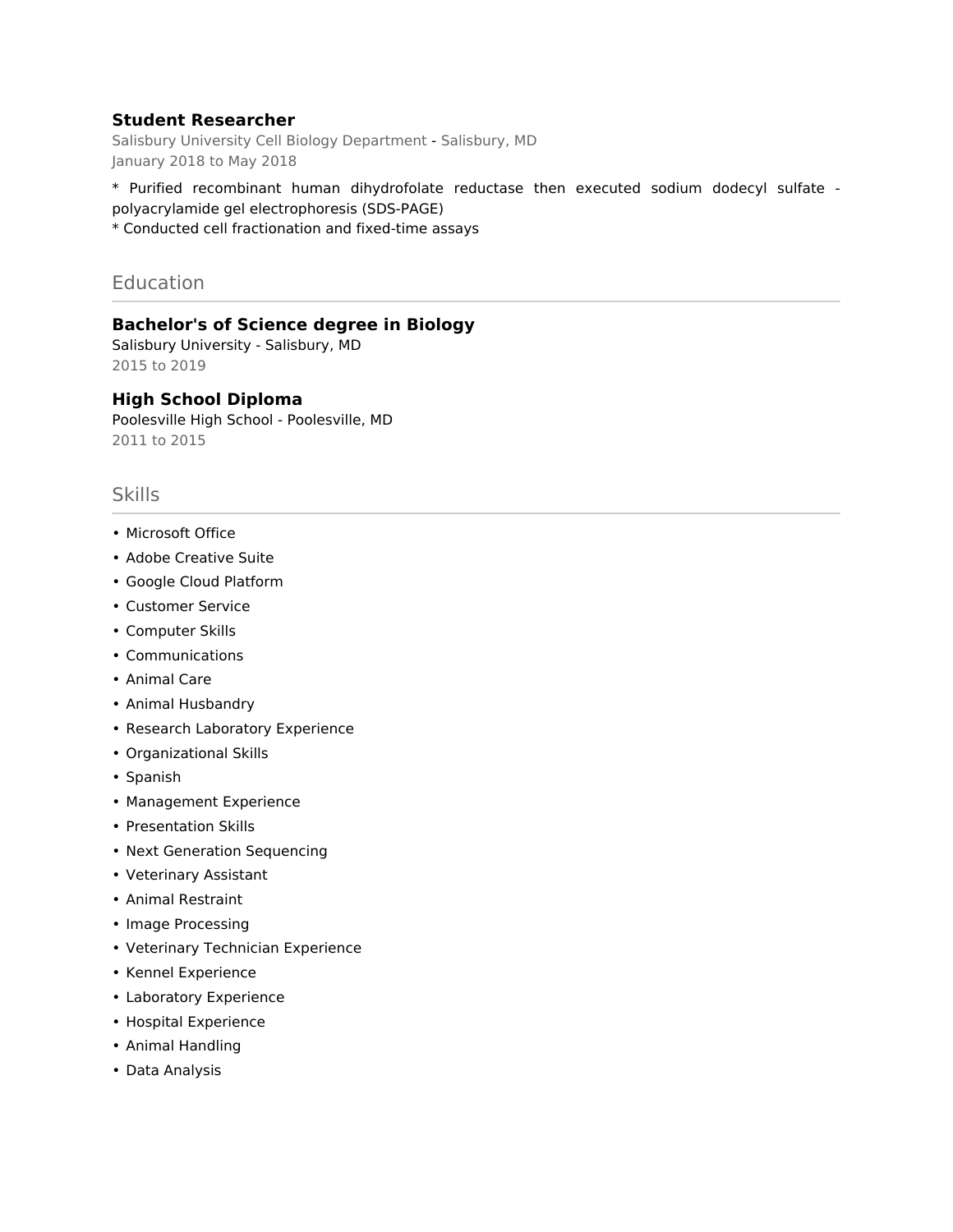### Student Researcher

Salisbury University Cell Biology Department - Salisbury, MD
January 2018 to May 2018

* Purified recombinant human dihydrofolate reductase then executed sodium dodecyl sulfate - polyacrylamide gel electrophoresis (SDS-PAGE)
* Conducted cell fractionation and fixed-time assays

## Education

### Bachelor's of Science degree in Biology

Salisbury University - Salisbury, MD
2015 to 2019

### High School Diploma

Poolesville High School - Poolesville, MD
2011 to 2015

## Skills

- Microsoft Office
- Adobe Creative Suite
- Google Cloud Platform
- Customer Service
- Computer Skills
- Communications
- Animal Care
- Animal Husbandry
- Research Laboratory Experience
- Organizational Skills
- Spanish
- Management Experience
- Presentation Skills
- Next Generation Sequencing
- Veterinary Assistant
- Animal Restraint
- Image Processing
- Veterinary Technician Experience
- Kennel Experience
- Laboratory Experience
- Hospital Experience
- Animal Handling
- Data Analysis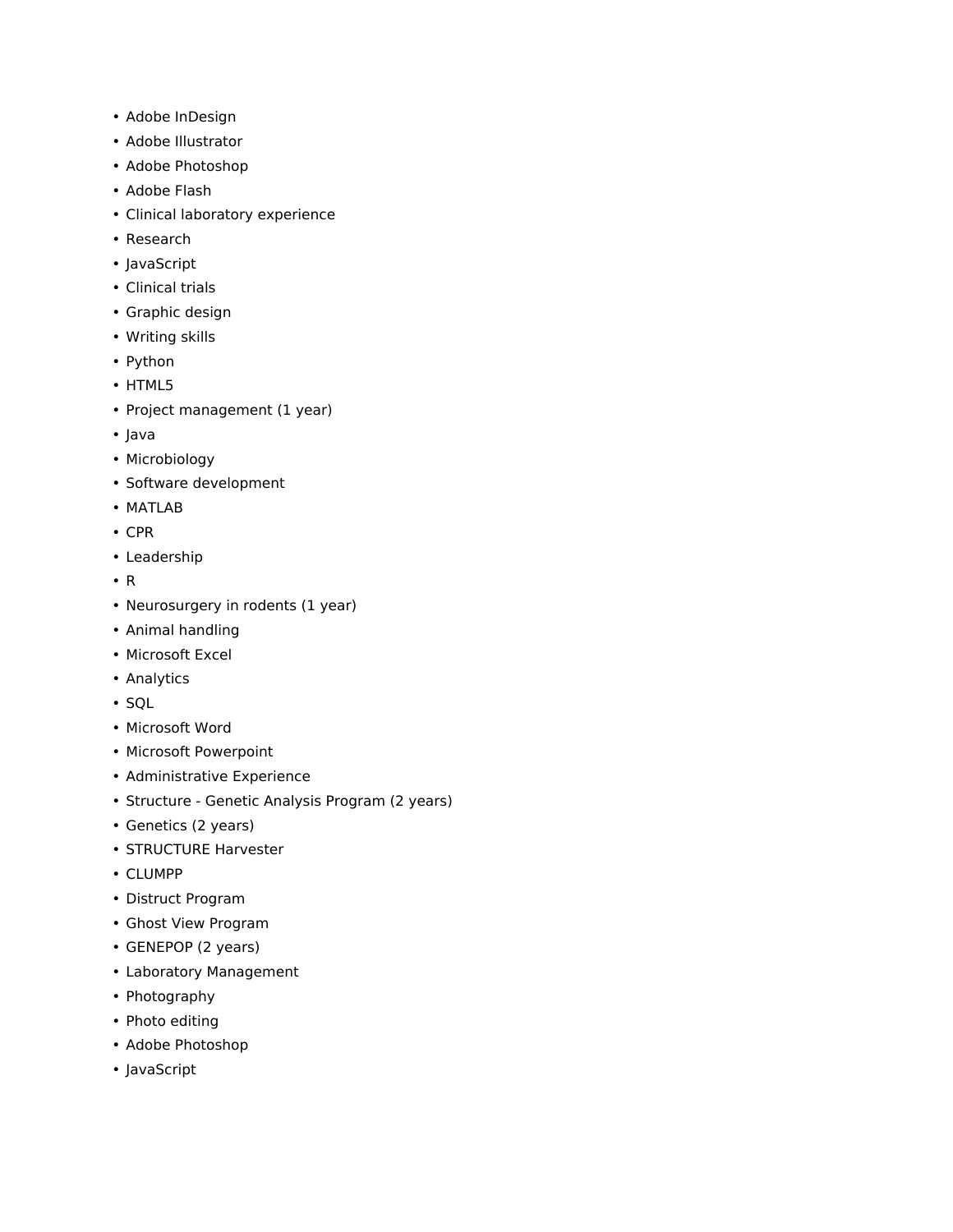- Adobe InDesign
- Adobe Illustrator
- Adobe Photoshop
- Adobe Flash
- Clinical laboratory experience
- Research
- JavaScript
- Clinical trials
- Graphic design
- Writing skills
- Python
- HTML5
- Project management (1 year)
- Java
- Microbiology
- Software development
- MATLAB
- CPR
- Leadership
- R
- Neurosurgery in rodents (1 year)
- Animal handling
- Microsoft Excel
- Analytics
- SQL
- Microsoft Word
- Microsoft Powerpoint
- Administrative Experience
- Structure - Genetic Analysis Program (2 years)
- Genetics (2 years)
- STRUCTURE Harvester
- CLUMPP
- Distruct Program
- Ghost View Program
- GENEPOP (2 years)
- Laboratory Management
- Photography
- Photo editing
- Adobe Photoshop
- JavaScript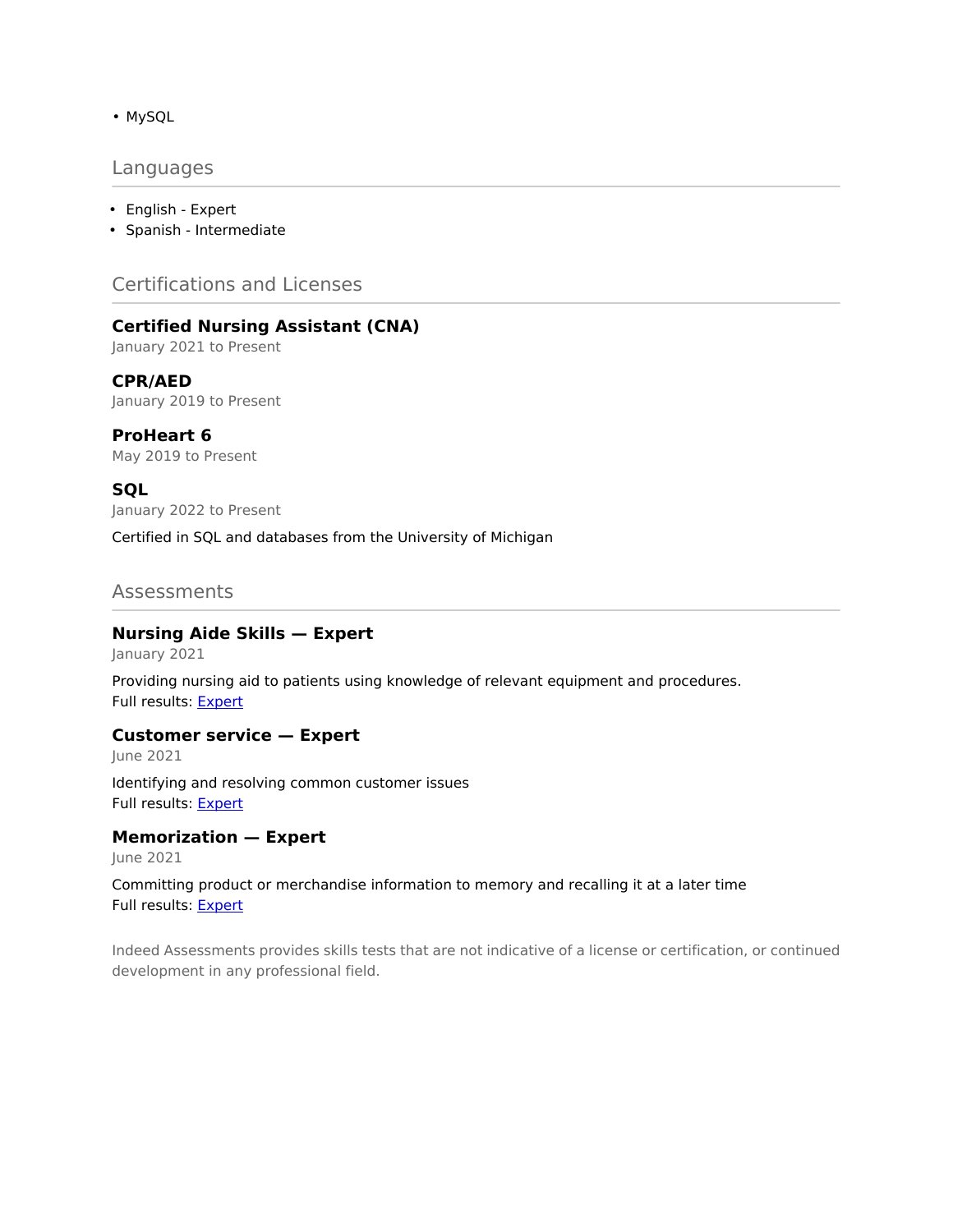- MySQL

## Languages

- English - Expert
- Spanish - Intermediate

## Certifications and Licenses

**Certified Nursing Assistant (CNA)**
January 2021 to Present

**CPR/AED**
January 2019 to Present

**ProHeart 6**
May 2019 to Present

**SQL**
January 2022 to Present

Certified in SQL and databases from the University of Michigan

## Assessments

**Nursing Aide Skills — Expert**
January 2021

Providing nursing aid to patients using knowledge of relevant equipment and procedures.
Full results: Expert

**Customer service — Expert**
June 2021

Identifying and resolving common customer issues
Full results: Expert

**Memorization — Expert**
June 2021

Committing product or merchandise information to memory and recalling it at a later time
Full results: Expert

Indeed Assessments provides skills tests that are not indicative of a license or certification, or continued development in any professional field.